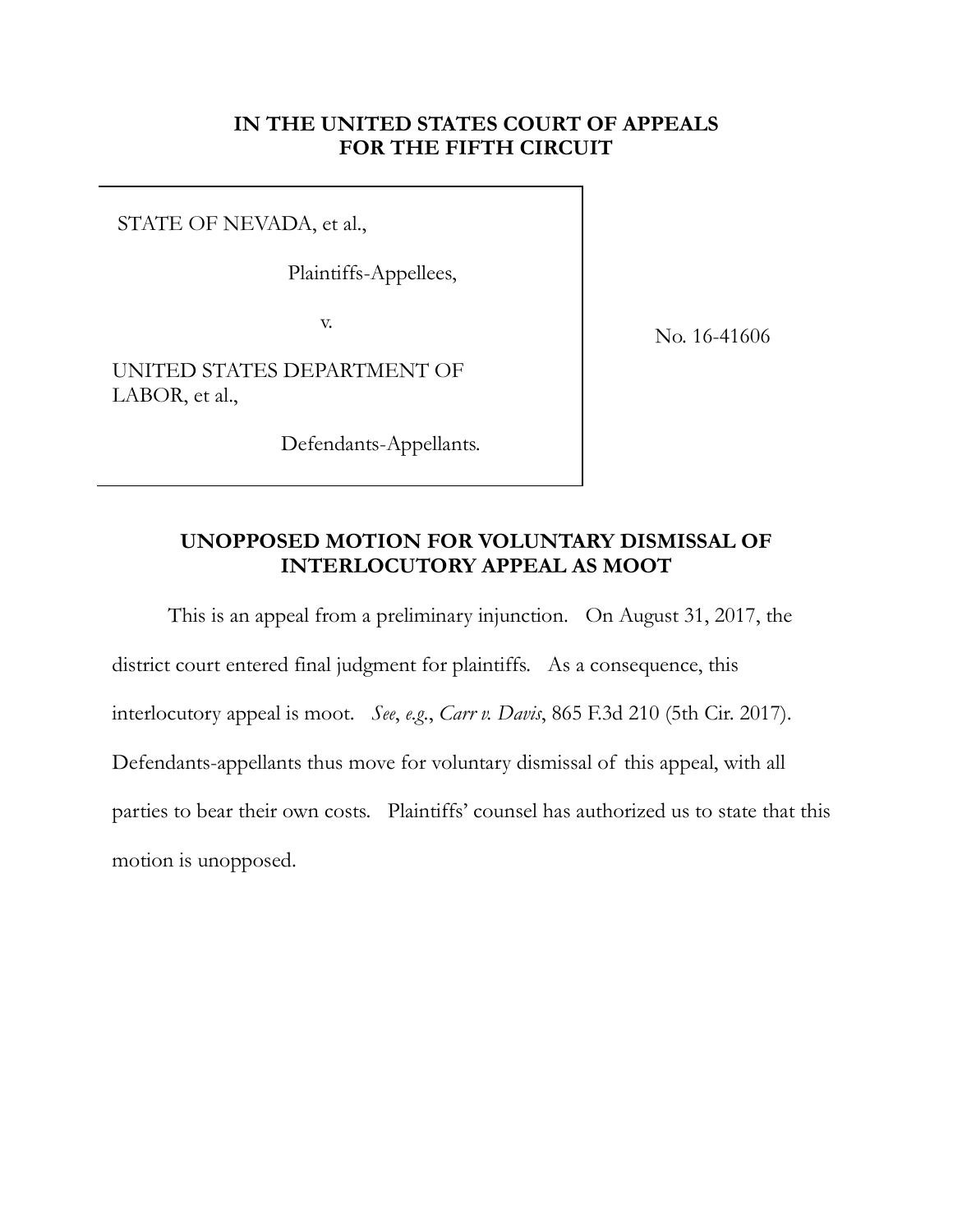**IN THE UNITED STATES COURT OF APPEALS**
**FOR THE FIFTH CIRCUIT**

| | |
|---|---|
| STATE OF NEVADA, et al.,<br><br>Plaintiffs-Appellees,<br><br>v.<br><br>UNITED STATES DEPARTMENT OF LABOR, et al.,<br><br>Defendants-Appellants. | No. 16-41606 |

## UNOPPOSED MOTION FOR VOLUNTARY DISMISSAL OF INTERLOCUTORY APPEAL AS MOOT

This is an appeal from a preliminary injunction. On August 31, 2017, the district court entered final judgment for plaintiffs. As a consequence, this interlocutory appeal is moot. *See*, *e.g.*, *Carr v. Davis*, 865 F.3d 210 (5th Cir. 2017). Defendants-appellants thus move for voluntary dismissal of this appeal, with all parties to bear their own costs. Plaintiffs' counsel has authorized us to state that this motion is unopposed.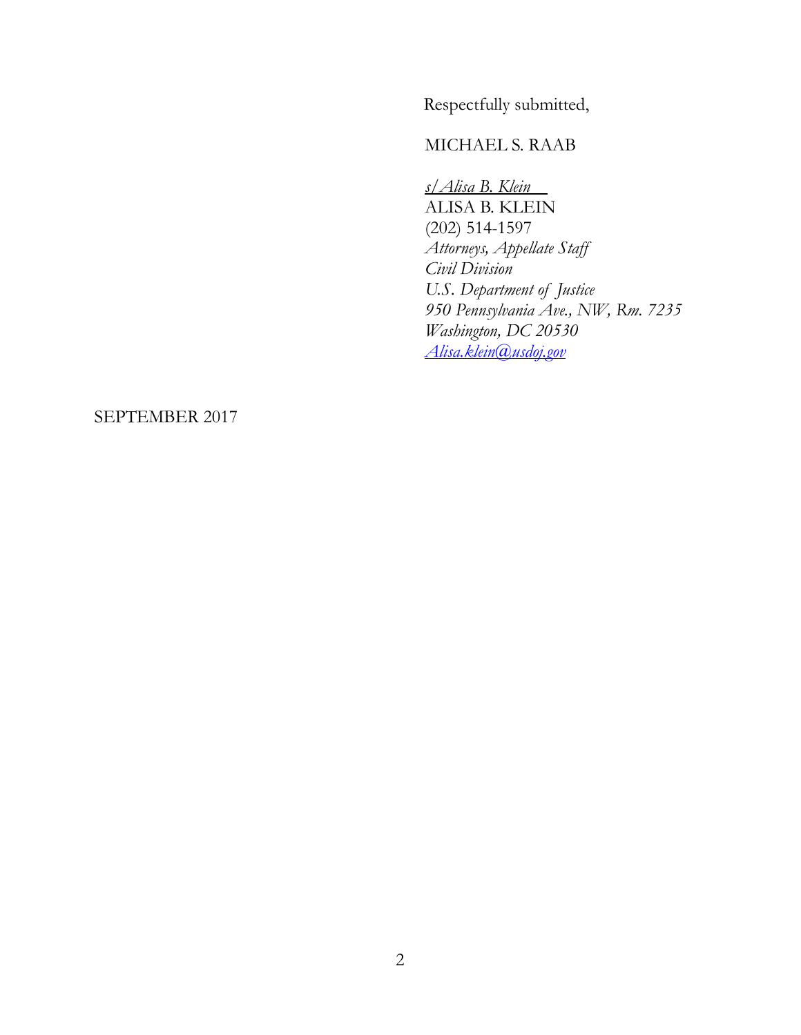Respectfully submitted,

MICHAEL S. RAAB

s/ Alisa B. Klein
ALISA B. KLEIN
(202) 514-1597
*Attorneys, Appellate Staff*
*Civil Division*
*U.S. Department of Justice*
*950 Pennsylvania Ave., NW, Rm. 7235*
*Washington, DC 20530*
*Alisa.klein@usdoj.gov*

SEPTEMBER 2017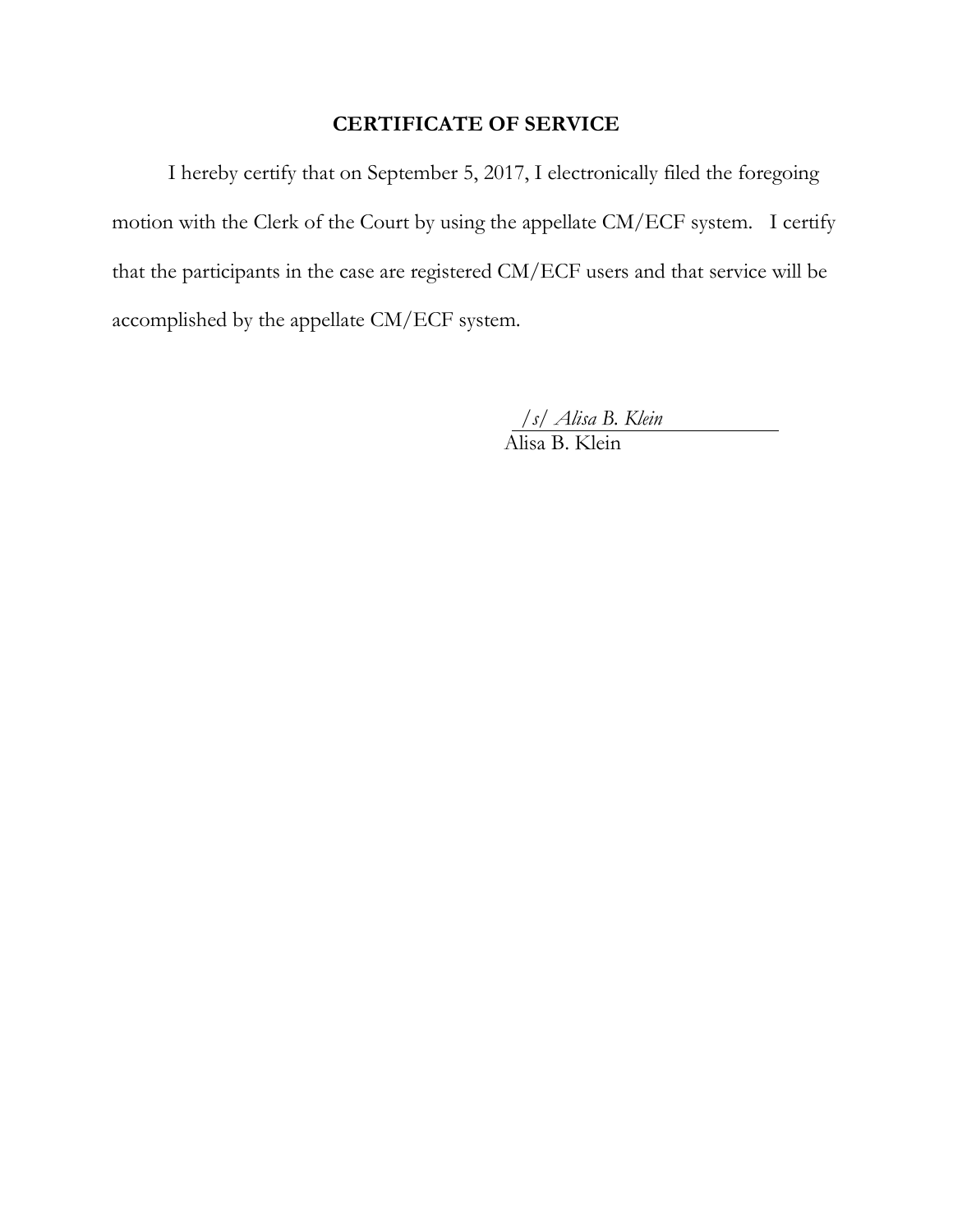# CERTIFICATE OF SERVICE

I hereby certify that on September 5, 2017, I electronically filed the foregoing motion with the Clerk of the Court by using the appellate CM/ECF system. I certify that the participants in the case are registered CM/ECF users and that service will be accomplished by the appellate CM/ECF system.

*/s/ Alisa B. Klein*
Alisa B. Klein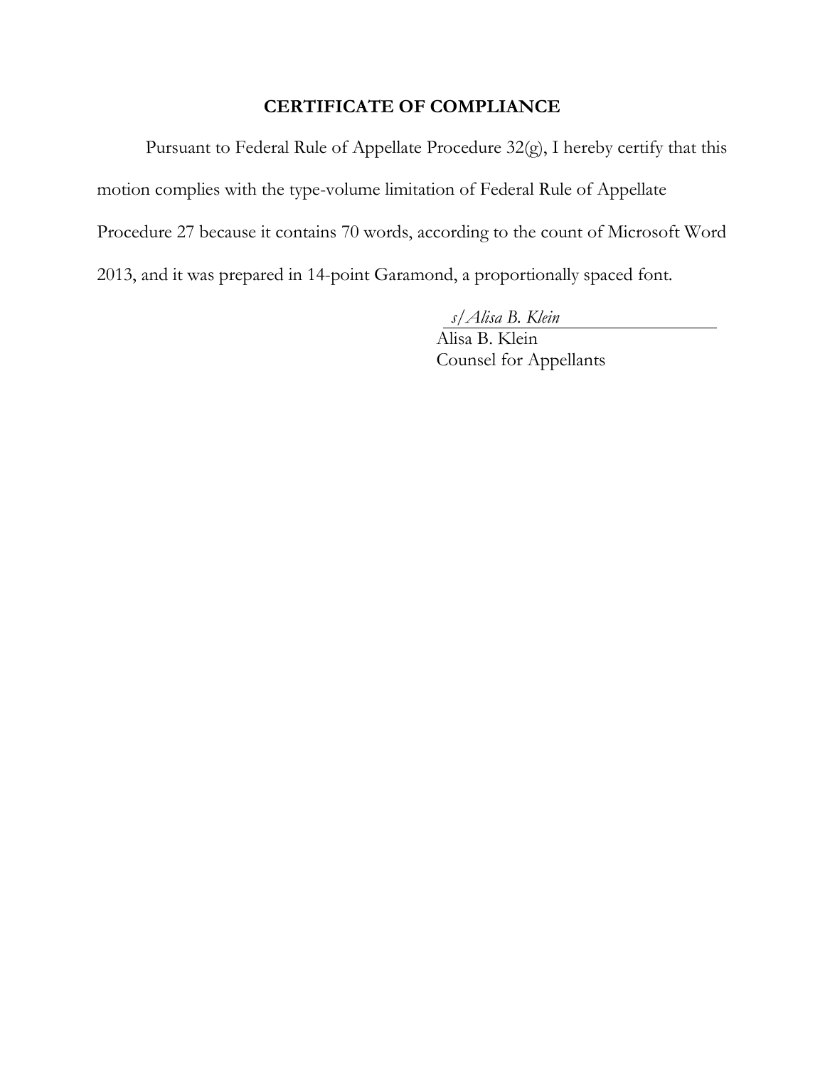# CERTIFICATE OF COMPLIANCE

Pursuant to Federal Rule of Appellate Procedure 32(g), I hereby certify that this motion complies with the type-volume limitation of Federal Rule of Appellate Procedure 27 because it contains 70 words, according to the count of Microsoft Word 2013, and it was prepared in 14-point Garamond, a proportionally spaced font.

*s/Alisa B. Klein*
Alisa B. Klein
Counsel for Appellants